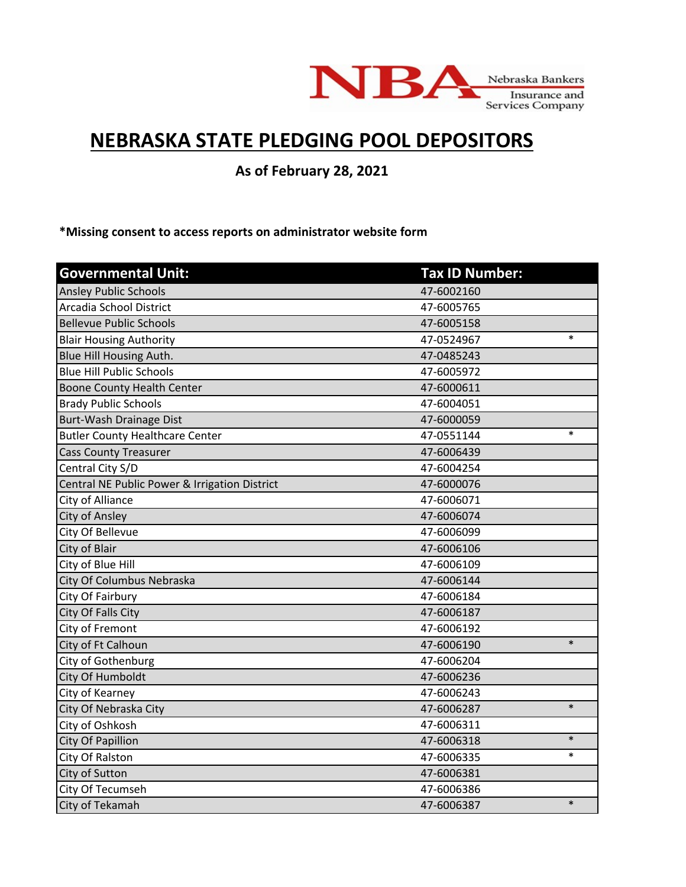Nebraska Bankers Insurance and Services Company

# NEBRASKA STATE PLEDGING POOL DEPOSITORS

**As of February 28, 2021**

**\*Missing consent to access reports on administrator website form**

| Governmental Unit: | Tax ID Number: | |
|---|---|---|
| Ansley Public Schools | 47-6002160 | |
| Arcadia School District | 47-6005765 | |
| Bellevue Public Schools | 47-6005158 | |
| Blair Housing Authority | 47-0524967 | * |
| Blue Hill Housing Auth. | 47-0485243 | |
| Blue Hill Public Schools | 47-6005972 | |
| Boone County Health Center | 47-6000611 | |
| Brady Public Schools | 47-6004051 | |
| Burt-Wash Drainage Dist | 47-6000059 | |
| Butler County Healthcare Center | 47-0551144 | * |
| Cass County Treasurer | 47-6006439 | |
| Central City S/D | 47-6004254 | |
| Central NE Public Power & Irrigation District | 47-6000076 | |
| City of Alliance | 47-6006071 | |
| City of Ansley | 47-6006074 | |
| City Of Bellevue | 47-6006099 | |
| City of Blair | 47-6006106 | |
| City of Blue Hill | 47-6006109 | |
| City Of Columbus Nebraska | 47-6006144 | |
| City Of Fairbury | 47-6006184 | |
| City Of Falls City | 47-6006187 | |
| City of Fremont | 47-6006192 | |
| City of Ft Calhoun | 47-6006190 | * |
| City of Gothenburg | 47-6006204 | |
| City Of Humboldt | 47-6006236 | |
| City of Kearney | 47-6006243 | |
| City Of Nebraska City | 47-6006287 | * |
| City of Oshkosh | 47-6006311 | |
| City Of Papillion | 47-6006318 | * |
| City Of Ralston | 47-6006335 | * |
| City of Sutton | 47-6006381 | |
| City Of Tecumseh | 47-6006386 | |
| City of Tekamah | 47-6006387 | * |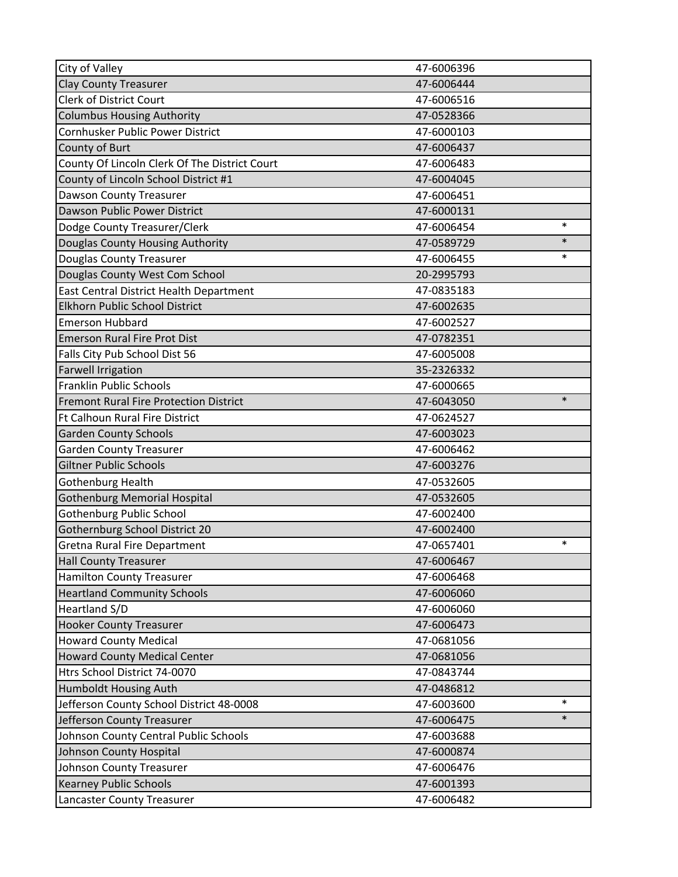| City of Valley | 47-6006396 | |
|---|---|---|
| Clay County Treasurer | 47-6006444 | |
| Clerk of District Court | 47-6006516 | |
| Columbus Housing Authority | 47-0528366 | |
| Cornhusker Public Power District | 47-6000103 | |
| County of Burt | 47-6006437 | |
| County Of Lincoln Clerk Of The District Court | 47-6006483 | |
| County of Lincoln School District #1 | 47-6004045 | |
| Dawson County Treasurer | 47-6006451 | |
| Dawson Public Power District | 47-6000131 | |
| Dodge County Treasurer/Clerk | 47-6006454 | * |
| Douglas County Housing Authority | 47-0589729 | * |
| Douglas County Treasurer | 47-6006455 | * |
| Douglas County West Com School | 20-2995793 | |
| East Central District Health Department | 47-0835183 | |
| Elkhorn Public School District | 47-6002635 | |
| Emerson Hubbard | 47-6002527 | |
| Emerson Rural Fire Prot Dist | 47-0782351 | |
| Falls City Pub School Dist 56 | 47-6005008 | |
| Farwell Irrigation | 35-2326332 | |
| Franklin Public Schools | 47-6000665 | |
| Fremont Rural Fire Protection District | 47-6043050 | * |
| Ft Calhoun Rural Fire District | 47-0624527 | |
| Garden County Schools | 47-6003023 | |
| Garden County Treasurer | 47-6006462 | |
| Giltner Public Schools | 47-6003276 | |
| Gothenburg Health | 47-0532605 | |
| Gothenburg Memorial Hospital | 47-0532605 | |
| Gothenburg Public School | 47-6002400 | |
| Gothernburg School District 20 | 47-6002400 | |
| Gretna Rural Fire Department | 47-0657401 | * |
| Hall County Treasurer | 47-6006467 | |
| Hamilton County Treasurer | 47-6006468 | |
| Heartland Community Schools | 47-6006060 | |
| Heartland S/D | 47-6006060 | |
| Hooker County Treasurer | 47-6006473 | |
| Howard County Medical | 47-0681056 | |
| Howard County Medical Center | 47-0681056 | |
| Htrs School District 74-0070 | 47-0843744 | |
| Humboldt Housing Auth | 47-0486812 | |
| Jefferson County School District 48-0008 | 47-6003600 | * |
| Jefferson County Treasurer | 47-6006475 | * |
| Johnson County Central Public Schools | 47-6003688 | |
| Johnson County Hospital | 47-6000874 | |
| Johnson County Treasurer | 47-6006476 | |
| Kearney Public Schools | 47-6001393 | |
| Lancaster County Treasurer | 47-6006482 | |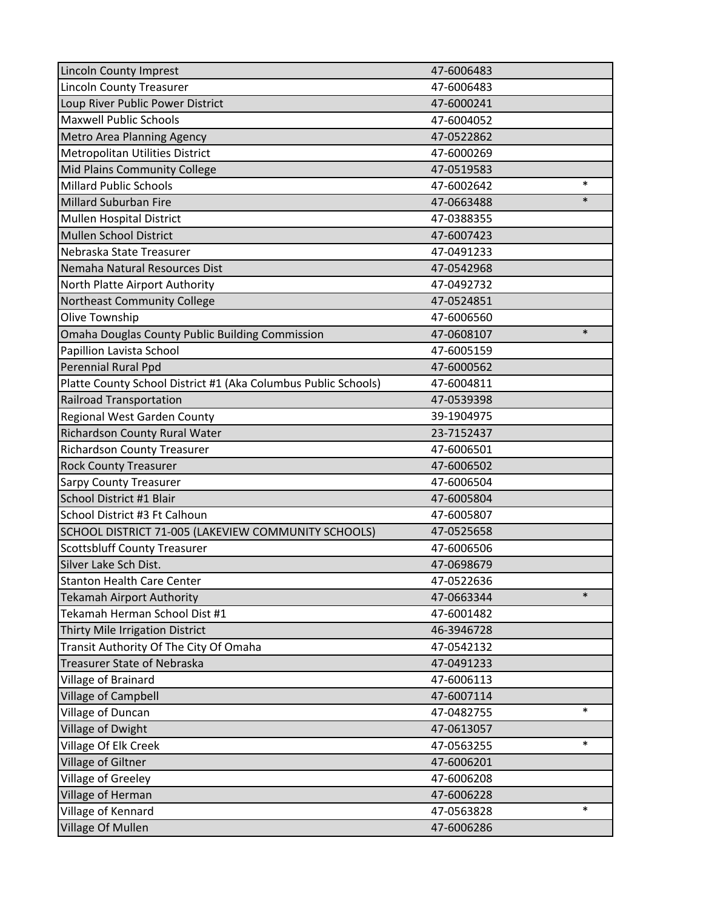| | | |
|---|---|---|
| Lincoln County Imprest | 47-6006483 | |
| Lincoln County Treasurer | 47-6006483 | |
| Loup River Public Power District | 47-6000241 | |
| Maxwell Public Schools | 47-6004052 | |
| Metro Area Planning Agency | 47-0522862 | |
| Metropolitan Utilities District | 47-6000269 | |
| Mid Plains Community College | 47-0519583 | |
| Millard Public Schools | 47-6002642 | * |
| Millard Suburban Fire | 47-0663488 | * |
| Mullen Hospital District | 47-0388355 | |
| Mullen School District | 47-6007423 | |
| Nebraska State Treasurer | 47-0491233 | |
| Nemaha Natural Resources Dist | 47-0542968 | |
| North Platte Airport Authority | 47-0492732 | |
| Northeast Community College | 47-0524851 | |
| Olive Township | 47-6006560 | |
| Omaha Douglas County Public Building Commission | 47-0608107 | * |
| Papillion Lavista School | 47-6005159 | |
| Perennial Rural Ppd | 47-6000562 | |
| Platte County School District #1 (Aka Columbus Public Schools) | 47-6004811 | |
| Railroad Transportation | 47-0539398 | |
| Regional West Garden County | 39-1904975 | |
| Richardson County Rural Water | 23-7152437 | |
| Richardson County Treasurer | 47-6006501 | |
| Rock County Treasurer | 47-6006502 | |
| Sarpy County Treasurer | 47-6006504 | |
| School District #1 Blair | 47-6005804 | |
| School District #3 Ft Calhoun | 47-6005807 | |
| SCHOOL DISTRICT 71-005 (LAKEVIEW COMMUNITY SCHOOLS) | 47-0525658 | |
| Scottsbluff County Treasurer | 47-6006506 | |
| Silver Lake Sch Dist. | 47-0698679 | |
| Stanton Health Care Center | 47-0522636 | |
| Tekamah Airport Authority | 47-0663344 | * |
| Tekamah Herman School Dist #1 | 47-6001482 | |
| Thirty Mile Irrigation District | 46-3946728 | |
| Transit Authority Of The City Of Omaha | 47-0542132 | |
| Treasurer State of Nebraska | 47-0491233 | |
| Village of Brainard | 47-6006113 | |
| Village of Campbell | 47-6007114 | |
| Village of Duncan | 47-0482755 | * |
| Village of Dwight | 47-0613057 | |
| Village Of Elk Creek | 47-0563255 | * |
| Village of Giltner | 47-6006201 | |
| Village of Greeley | 47-6006208 | |
| Village of Herman | 47-6006228 | |
| Village of Kennard | 47-0563828 | * |
| Village Of Mullen | 47-6006286 | |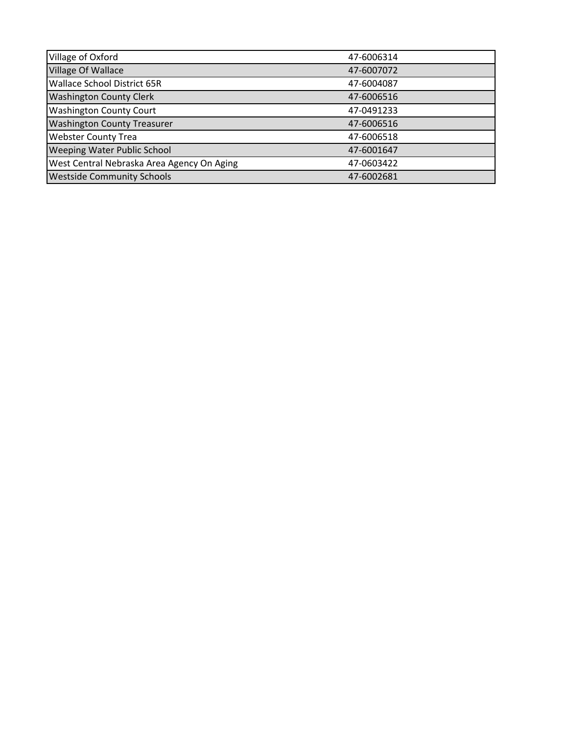| | |
|---|---|
| Village of Oxford | 47-6006314 |
| Village Of Wallace | 47-6007072 |
| Wallace School District 65R | 47-6004087 |
| Washington County Clerk | 47-6006516 |
| Washington County Court | 47-0491233 |
| Washington County Treasurer | 47-6006516 |
| Webster County Trea | 47-6006518 |
| Weeping Water Public School | 47-6001647 |
| West Central Nebraska Area Agency On Aging | 47-0603422 |
| Westside Community Schools | 47-6002681 |